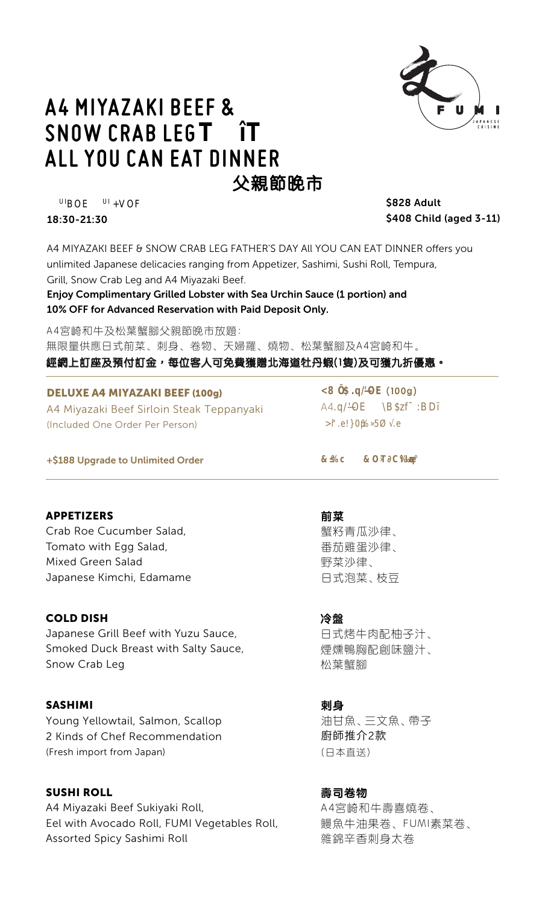# A4 MIYAZAKI BEEF & SNOW CRAB LEGT îT ALL YOU CAN EAT DINNER

## 父親節晚市

UIBOE UI+VOF
18:30-21:30

$828 Adult
$408 Child (aged 3-11)

A4 MIYAZAKI BEEF & SNOW CRAB LEG FATHER'S DAY All YOU CAN EAT DINNER offers you unlimited Japanese delicacies ranging from Appetizer, Sashimi, Sushi Roll, Tempura, Grill, Snow Crab Leg and A4 Miyazaki Beef.

**Enjoy Complimentary Grilled Lobster with Sea Urchin Sauce (1 portion) and 10% OFF for Advanced Reservation with Paid Deposit Only.**

A4宮崎和牛及松葉蟹腳父親節晚市放題:
無限量供應日式前菜、刺身、卷物、天婦羅、燒物、松葉蟹腳及A4宮崎和牛。

**經網上訂座及預付訂金，每位客人可免費獲贈北海道牡丹蝦(1隻)及可獲九折優惠。**

---

**DELUXE A4 MIYAZAKI BEEF (100g)**
A4 Miyazaki Beef Sirloin Steak Teppanyaki
(Included One Order Per Person)

**<8 Õ$.q/¹ØE (100g)**
A4.q/¹ØE \B $zf˜ :B Dï
>ľ .e! }0ᵽ ‰5Ø √.e

**+$188 Upgrade to Unlimited Order**

**& ‰c & 0Ŧ∂C ‰**

---

### APPETIZERS
Crab Roe Cucumber Salad,
Tomato with Egg Salad,
Mixed Green Salad
Japanese Kimchi, Edamame

### 前菜
蟹籽青瓜沙律、
番茄雞蛋沙律、
野菜沙律、
日式泡菜、枝豆

### COLD DISH
Japanese Grill Beef with Yuzu Sauce,
Smoked Duck Breast with Salty Sauce,
Snow Crab Leg

### 冷盤
日式烤牛肉配柚子汁、
煙燻鴨胸配創味鹽汁、
松葉蟹腳

### SASHIMI
Young Yellowtail, Salmon, Scallop
2 Kinds of Chef Recommendation
(Fresh import from Japan)

### 刺身
油甘魚、三文魚、帶子
廚師推介2款
（日本直送）

### SUSHI ROLL
A4 Miyazaki Beef Sukiyaki Roll,
Eel with Avocado Roll, FUMI Vegetables Roll,
Assorted Spicy Sashimi Roll

### 壽司卷物
A4宮崎和牛壽喜燒卷、
鰻魚牛油果卷、FUMI素菜卷、
雜錦辛香刺身太卷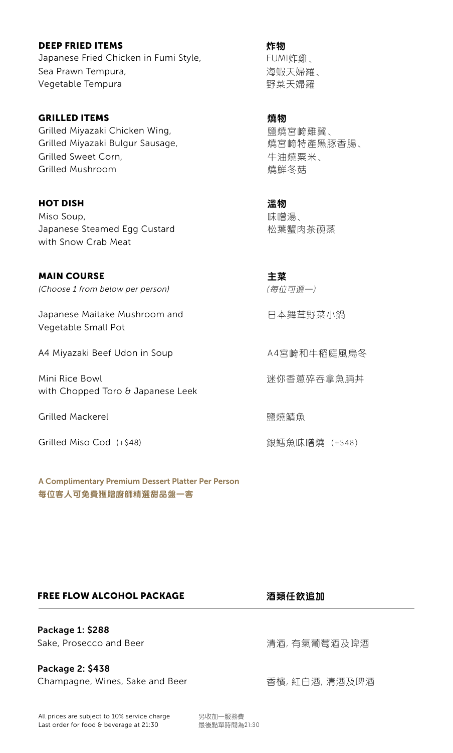## DEEP FRIED ITEMS
## 炸物

Japanese Fried Chicken in Fumi Style,
Sea Prawn Tempura,
Vegetable Tempura

FUMI炸雞、
海蝦天婦羅、
野菜天婦羅

## GRILLED ITEMS
## 燒物

Grilled Miyazaki Chicken Wing,
Grilled Miyazaki Bulgur Sausage,
Grilled Sweet Corn,
Grilled Mushroom

鹽燒宮崎雞翼、
燒宮崎特產黑豚香腸、
牛油燒粟米、
燒鮮冬菇

## HOT DISH
## 溫物

Miso Soup,
Japanese Steamed Egg Custard with Snow Crab Meat

味噌湯、
松葉蟹肉茶碗蒸

## MAIN COURSE
## 主菜

*(Choose 1 from below per person)*
*(每位可選一)*

Japanese Maitake Mushroom and Vegetable Small Pot
日本舞茸野菜小鍋

A4 Miyazaki Beef Udon in Soup
A4宮崎和牛稻庭風烏冬

Mini Rice Bowl with Chopped Toro & Japanese Leek
迷你香蔥碎吞拿魚腩丼

Grilled Mackerel
鹽燒鯖魚

Grilled Miso Cod (+$48)
銀鱈魚味噌燒 (+$48)

**A Complimentary Premium Dessert Platter Per Person**
**每位客人可免費獲贈廚師精選甜品盤一客**

## FREE FLOW ALCOHOL PACKAGE
## 酒類任飲追加

**Package 1: $288**
Sake, Prosecco and Beer
清酒, 有氣葡萄酒及啤酒

**Package 2: $438**
Champagne, Wines, Sake and Beer
香檳, 紅白酒, 清酒及啤酒

All prices are subject to 10% service charge
Last order for food & beverage at 21:30

另收加一服務費
最後點單時間為21:30